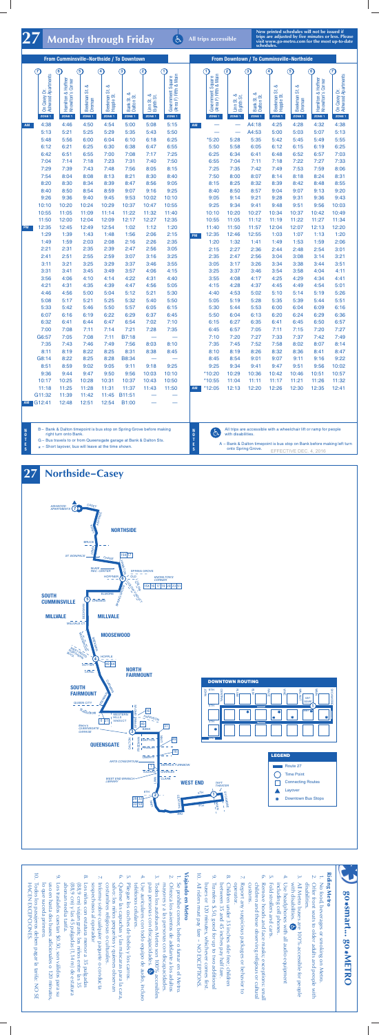# 27 Monday through Friday

All trips accessible

New printed schedules will not be issued if trips are adjusted by five minutes or less. Please visit www.go-metro.com for the most up-to-date schedules.

## From Cumminsville-Northside / To Downtown

| | 7 On Casey Dr. Ashwood Apartments | 6 Hamilton & Hoffner Knowlton's Corner | 5 Beekman St. & Dreman | 4 Beekman St. & Hopple St. | 3 Bank St. & Dalton St. | 2 Linn St. & Eighth St. | 1 Government Square (Area F) Fifth & Main |
|---|---|---|---|---|---|---|---|
| | ZONE 1 | ZONE 1 | ZONE 1 | ZONE 1 | ZONE 1 | ZONE 1 | ZONE 1 |
| AM | 4:38 | 4:46 | 4:50 | 4:54 | 5:00 | 5:08 | 5:15 |
| | 5:13 | 5:21 | 5:25 | 5:29 | 5:35 | 5:43 | 5:50 |
| | 5:48 | 5:56 | 6:00 | 6:04 | 6:10 | 6:18 | 6:25 |
| | 6:12 | 6:21 | 6:25 | 6:30 | 6:38 | 6:47 | 6:55 |
| | 6:42 | 6:51 | 6:55 | 7:00 | 7:08 | 7:17 | 7:25 |
| | 7:04 | 7:14 | 7:18 | 7:23 | 7:31 | 7:40 | 7:50 |
| | 7:29 | 7:39 | 7:43 | 7:48 | 7:56 | 8:05 | 8:15 |
| | 7:54 | 8:04 | 8:08 | 8:13 | 8:21 | 8:30 | 8:40 |
| | 8:20 | 8:30 | 8:34 | 8:39 | 8:47 | 8:56 | 9:05 |
| | 8:40 | 8:50 | 8:54 | 8:59 | 9:07 | 9:16 | 9:25 |
| | 9:26 | 9:36 | 9:40 | 9:45 | 9:53 | 10:02 | 10:10 |
| | 10:10 | 10:20 | 10:24 | 10:29 | 10:37 | 10:47 | 10:55 |
| | 10:55 | 11:05 | 11:09 | 11:14 | 11:22 | 11:32 | 11:40 |
| | 11:50 | 12:00 | 12:04 | 12:09 | 12:17 | 12:27 | 12:35 |
| PM | 12:35 | 12:45 | 12:49 | 12:54 | 1:02 | 1:12 | 1:20 |
| | 1:29 | 1:39 | 1:43 | 1:48 | 1:56 | 2:06 | 2:15 |
| | 1:49 | 1:59 | 2:03 | 2:08 | 2:16 | 2:26 | 2:35 |
| | 2:21 | 2:31 | 2:35 | 2:39 | 2:47 | 2:56 | 3:05 |
| | 2:41 | 2:51 | 2:55 | 2:59 | 3:07 | 3:16 | 3:25 |
| | 3:11 | 3:21 | 3:25 | 3:29 | 3:37 | 3:46 | 3:55 |
| | 3:31 | 3:41 | 3:45 | 3:49 | 3:57 | 4:06 | 4:15 |
| | 3:56 | 4:06 | 4:10 | 4:14 | 4:22 | 4:31 | 4:40 |
| | 4:21 | 4:31 | 4:35 | 4:39 | 4:47 | 4:56 | 5:05 |
| | 4:46 | 4:56 | 5:00 | 5:04 | 5:12 | 5:21 | 5:30 |
| | 5:08 | 5:17 | 5:21 | 5:25 | 5:32 | 5:40 | 5:50 |
| | 5:33 | 5:42 | 5:46 | 5:50 | 5:57 | 6:05 | 6:15 |
| | 6:07 | 6:16 | 6:19 | 6:22 | 6:29 | 6:37 | 6:45 |
| | 6:32 | 6:41 | 6:44 | 6:47 | 6:54 | 7:02 | 7:10 |
| | 7:00 | 7:08 | 7:11 | 7:14 | 7:21 | 7:28 | 7:35 |
| | G6:57 | 7:05 | 7:08 | 7:11 | B7:18 | — | — |
| | 7:35 | 7:43 | 7:46 | 7:49 | 7:56 | 8:03 | 8:10 |
| | 8:11 | 8:19 | 8:22 | 8:25 | 8:31 | 8:38 | 8:45 |
| | G8:14 | 8:22 | 8:25 | 8:28 | B8:34 | — | — |
| | 8:51 | 8:59 | 9:02 | 9:05 | 9:11 | 9:18 | 9:25 |
| | 9:36 | 9:44 | 9:47 | 9:50 | 9:56 | 10:03 | 10:10 |
| | 10:17 | 10:25 | 10:28 | 10:31 | 10:37 | 10:43 | 10:50 |
| | 11:18 | 11:25 | 11:28 | 11:31 | 11:37 | 11:43 | 11:50 |
| | G11:32 | 11:39 | 11:42 | 11:45 | B11:51 | — | — |
| AM | G12:41 | 12:48 | 12:51 | 12:54 | B1:00 | — | — |

NOTES
- B – Bank & Dalton timepoint is bus stop on Spring Grove before making right turn onto Bank.
- G – Bus travels to or from Queensgate garage at Bank & Dalton Sts.
- * – Short layover, bus will leave at the time shown.

## From Downtown / To Cumminsville-Northside

| | 1 Government Square (Area F) Fifth & Main | 2 Linn St. & Eighth St. | 3 Bank St. & Dalton St. | 4 Beekman St. & Hopple St. | 5 Beekman St. & Dreman | 6 Hamilton & Hoffner Knowlton's Corner | 7 On Casey Dr. Ashwood Apartments |
|---|---|---|---|---|---|---|---|
| | ZONE 1 | ZONE 1 | ZONE 1 | ZONE 1 | ZONE 1 | ZONE 1 | ZONE 1 |
| AM | — | — | A4:18 | 4:25 | 4:28 | 4:32 | 4:38 |
| | — | — | A4:53 | 5:00 | 5:03 | 5:07 | 5:13 |
| | *5:20 | 5:28 | 5:35 | 5:42 | 5:45 | 5:49 | 5:55 |
| | 5:50 | 5:58 | 6:05 | 6:12 | 6:15 | 6:19 | 6:25 |
| | 6:25 | 6:34 | 6:41 | 6:48 | 6:52 | 6:57 | 7:03 |
| | 6:55 | 7:04 | 7:11 | 7:18 | 7:22 | 7:27 | 7:33 |
| | 7:25 | 7:35 | 7:42 | 7:49 | 7:53 | 7:59 | 8:06 |
| | 7:50 | 8:00 | 8:07 | 8:14 | 8:18 | 8:24 | 8:31 |
| | 8:15 | 8:25 | 8:32 | 8:39 | 8:42 | 8:48 | 8:55 |
| | 8:40 | 8:50 | 8:57 | 9:04 | 9:07 | 9:13 | 9:20 |
| | 9:05 | 9:14 | 9:21 | 9:28 | 9:31 | 9:36 | 9:43 |
| | 9:25 | 9:34 | 9:41 | 9:48 | 9:51 | 9:56 | 10:03 |
| | 10:10 | 10:20 | 10:27 | 10:34 | 10:37 | 10:42 | 10:49 |
| | 10:55 | 11:05 | 11:12 | 11:19 | 11:22 | 11:27 | 11:34 |
| | 11:40 | 11:50 | 11:57 | 12:04 | 12:07 | 12:13 | 12:20 |
| PM | 12:35 | 12:46 | 12:55 | 1:03 | 1:07 | 1:13 | 1:20 |
| | 1:20 | 1:32 | 1:41 | 1:49 | 1:53 | 1:59 | 2:06 |
| | 2:15 | 2:27 | 2:36 | 2:44 | 2:48 | 2:54 | 3:01 |
| | 2:35 | 2:47 | 2:56 | 3:04 | 3:08 | 3:14 | 3:21 |
| | 3:05 | 3:17 | 3:26 | 3:34 | 3:38 | 3:44 | 3:51 |
| | 3:25 | 3:37 | 3:46 | 3:54 | 3:58 | 4:04 | 4:11 |
| | 3:55 | 4:08 | 4:17 | 4:25 | 4:29 | 4:34 | 4:41 |
| | 4:15 | 4:28 | 4:37 | 4:45 | 4:49 | 4:54 | 5:01 |
| | 4:40 | 4:53 | 5:02 | 5:10 | 5:14 | 5:19 | 5:26 |
| | 5:05 | 5:19 | 5:28 | 5:35 | 5:39 | 5:44 | 5:51 |
| | 5:30 | 5:44 | 5:53 | 6:00 | 6:04 | 6:09 | 6:16 |
| | 5:50 | 6:04 | 6:13 | 6:20 | 6:24 | 6:29 | 6:36 |
| | 6:15 | 6:27 | 6:35 | 6:41 | 6:45 | 6:50 | 6:57 |
| | 6:45 | 6:57 | 7:05 | 7:11 | 7:15 | 7:20 | 7:27 |
| | 7:10 | 7:20 | 7:27 | 7:33 | 7:37 | 7:42 | 7:49 |
| | 7:35 | 7:45 | 7:52 | 7:58 | 8:02 | 8:07 | 8:14 |
| | 8:10 | 8:19 | 8:26 | 8:32 | 8:36 | 8:41 | 8:47 |
| | 8:45 | 8:54 | 9:01 | 9:07 | 9:11 | 9:16 | 9:22 |
| | 9:25 | 9:34 | 9:41 | 9:47 | 9:51 | 9:56 | 10:02 |
| | *10:20 | 10:29 | 10:36 | 10:42 | 10:46 | 10:51 | 10:57 |
| | *10:55 | 11:04 | 11:11 | 11:17 | 11:21 | 11:26 | 11:32 |
| AM | *12:05 | 12:13 | 12:20 | 12:26 | 12:30 | 12:35 | 12:41 |

NOTES
- All trips are accessible with a wheelchair lift or ramp for people with disabilities.
- A – Bank & Dalton timepoint is bus stop on Bank before making left turn onto Spring Grove.

EFFECTIVE DEC. 4, 2016

# 27 Northside–Casey

DOWNTOWN ROUTING

LEGEND
- Route 27
- Time Point
- Connecting Routes
- Layover
- Downtown Bus Stops

## go•smart... go•METRO

### Riding Metro

1. No food, beverages or smoking on Metro.
2. Offer front seats to older adults and people with disabilities.
3. All Metro buses are 100% accessible for people with disabilities.
4. Use headphones with all audio equipment including cell phones.
5. Fold strollers and carts.
6. Remove hoods and face masks; exceptions: small children and those observing religious or cultural customs.
7. Report any suspicious packages or behavior to operator.
8. Children under 35 inches ride free; children between 35 and 45 inches ride for half fare.
9. Transfers: $.50, good for up to two additional buses or 120 minutes, whichever comes first.
10. All riders must pay fare – NO EXCEPTIONS.

### Viajando en Metro

1. Se prohibe comer, beber o fumar en el Metro.
2. Ofrezca los asientos de adelante a los adultos mayores y a las personas con discapacidades.
3. Todos los autobuses Metro son 100% accesibles para personas con discapacidades.
4. Use audífonos con todo equipo de audio, incluso teléfonos celulares.
5. Pliegue los coches de bebés y los carros.
6. Quítese las capuchas y las máscaras para la cara, excepto los niños pequeños y las que observan costumbres religiosas o culturales.
7. Informe sobre cualquier paquete o conducta sospechosa al operador.
8. Los niños con estatura menor a 35 pulgadas (88,9 cm) viajan gratis; los niños entre las 35 (88,9 cm) y las 45 pulgadas (1,14 m) de estatura abonan media tarifa.
9. Los pasajes de traspaso: $0,50, son válidos para su uso hasta dos buses adicionales o 120 minutos, lo que suceda primero.
10. Todos los pasajeros deben pagar la tarifa: NO SE HACEN EXCEPCIONES.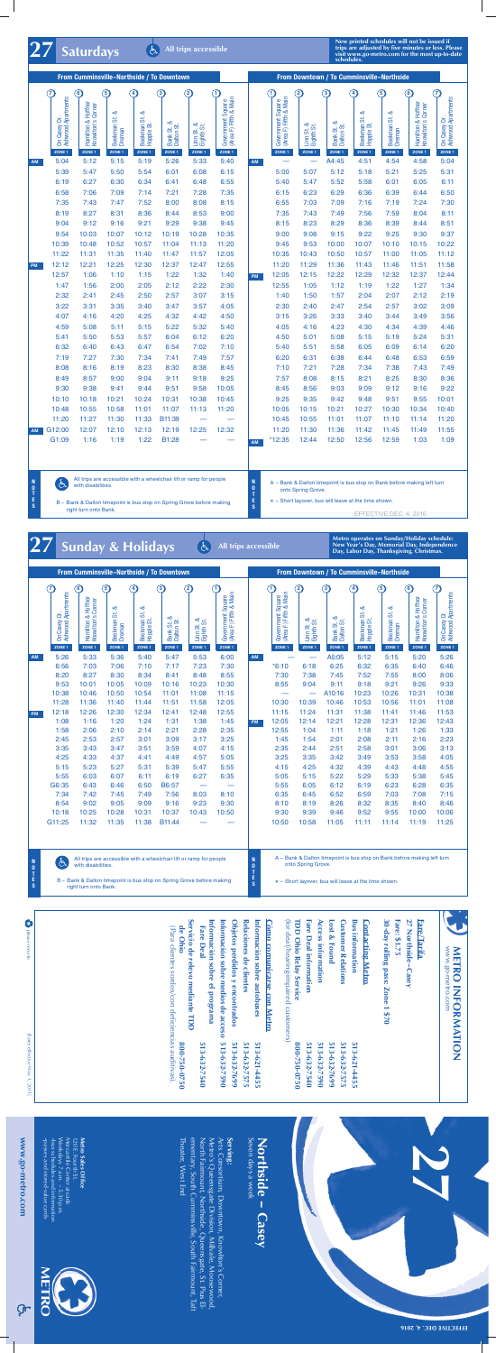# 27 Saturdays

All trips accessible

New printed schedules will not be issued if trips are adjusted by five minutes or less. Please visit www.go-metro.com for the most up-to-date schedules.

## From Cumminsville–Northside / To Downtown

| | ⑦ On Casey Dr. Ashwood Apartments | ⑥ Hamilton & Hoffner Knowlton's Corner | ⑤ Beekman St. & Dreman | ④ Beekman St. & Hopple St. | ③ Bank St. & Dalton St. | ② Linn St. & Eighth St. | ① Government Square (Area F) Fifth & Main |
|---|---|---|---|---|---|---|---|
| | ZONE 1 | ZONE 1 | ZONE 1 | ZONE 1 | ZONE 1 | ZONE 1 | ZONE 1 |
| AM | 5:04 | 5:12 | 5:15 | 5:19 | 5:26 | 5:33 | 5:40 |
| | 5:39 | 5:47 | 5:50 | 5:54 | 6:01 | 6:08 | 6:15 |
| | 6:19 | 6:27 | 6:30 | 6:34 | 6:41 | 6:48 | 6:55 |
| | 6:58 | 7:06 | 7:09 | 7:14 | 7:21 | 7:28 | 7:35 |
| | 7:35 | 7:43 | 7:47 | 7:52 | 8:00 | 8:08 | 8:15 |
| | 8:19 | 8:27 | 8:31 | 8:36 | 8:44 | 8:53 | 9:00 |
| | 9:04 | 9:12 | 9:16 | 9:21 | 9:29 | 9:38 | 9:45 |
| | 9:54 | 10:03 | 10:07 | 10:12 | 10:19 | 10:28 | 10:35 |
| | 10:39 | 10:48 | 10:52 | 10:57 | 11:04 | 11:13 | 11:20 |
| | 11:22 | 11:31 | 11:35 | 11:40 | 11:47 | 11:57 | 12:05 |
| PM | 12:12 | 12:21 | 12:25 | 12:30 | 12:37 | 12:47 | 12:55 |
| | 12:57 | 1:06 | 1:10 | 1:15 | 1:22 | 1:32 | 1:40 |
| | 1:47 | 1:56 | 2:00 | 2:05 | 2:12 | 2:22 | 2:30 |
| | 2:32 | 2:41 | 2:45 | 2:50 | 2:57 | 3:07 | 3:15 |
| | 3:22 | 3:31 | 3:35 | 3:40 | 3:47 | 3:57 | 4:05 |
| | 4:07 | 4:16 | 4:20 | 4:25 | 4:32 | 4:42 | 4:50 |
| | 4:59 | 5:08 | 5:11 | 5:15 | 5:22 | 5:32 | 5:40 |
| | 5:41 | 5:50 | 5:53 | 5:57 | 6:04 | 6:12 | 6:20 |
| | 6:32 | 6:40 | 6:43 | 6:47 | 6:54 | 7:02 | 7:10 |
| | 7:19 | 7:27 | 7:30 | 7:34 | 7:41 | 7:49 | 7:57 |
| | 8:08 | 8:16 | 8:19 | 8:23 | 8:30 | 8:38 | 8:45 |
| | 8:49 | 8:57 | 9:00 | 9:04 | 9:11 | 9:18 | 9:25 |
| | 9:30 | 9:38 | 9:41 | 9:44 | 9:51 | 9:58 | 10:05 |
| | 10:10 | 10:18 | 10:21 | 10:24 | 10:31 | 10:38 | 10:45 |
| | 10:48 | 10:55 | 10:58 | 11:01 | 11:07 | 11:13 | 11:20 |
| | 11:20 | 11:27 | 11:30 | 11:33 | B11:39 | — | — |
| AM | G12:00 | 12:07 | 12:10 | 12:13 | 12:19 | 12:25 | 12:32 |
| | G1:09 | 1:16 | 1:19 | 1:22 | B1:28 | — | — |

## From Downtown / To Cumminsville–Northside

| | ① Government Square (Area F) Fifth & Main | ② Linn St. & Eighth St. | ③ Bank St. & Dalton St. | ④ Beekman St. & Hopple St. | ⑤ Beekman St. & Dreman | ⑥ Hamilton & Hoffner Knowlton's Corner | ⑦ On Casey Dr. Ashwood Apartments |
|---|---|---|---|---|---|---|---|
| | ZONE 1 | ZONE 1 | ZONE 1 | ZONE 1 | ZONE 1 | ZONE 1 | ZONE 1 |
| AM | — | — | A4:45 | 4:51 | 4:54 | 4:58 | 5:04 |
| | 5:00 | 5:07 | 5:12 | 5:18 | 5:21 | 5:25 | 5:31 |
| | 5:40 | 5:47 | 5:52 | 5:58 | 6:01 | 6:05 | 6:11 |
| | 6:15 | 6:23 | 6:29 | 6:36 | 6:39 | 6:44 | 6:50 |
| | 6:55 | 7:03 | 7:09 | 7:16 | 7:19 | 7:24 | 7:30 |
| | 7:35 | 7:43 | 7:49 | 7:56 | 7:59 | 8:04 | 8:11 |
| | 8:15 | 8:23 | 8:29 | 8:36 | 8:39 | 8:44 | 8:51 |
| | 9:00 | 9:08 | 9:15 | 9:22 | 9:25 | 9:30 | 9:37 |
| | 9:45 | 9:53 | 10:00 | 10:07 | 10:10 | 10:15 | 10:22 |
| | 10:35 | 10:43 | 10:50 | 10:57 | 11:00 | 11:05 | 11:12 |
| | 11:20 | 11:29 | 11:36 | 11:43 | 11:46 | 11:51 | 11:58 |
| PM | 12:05 | 12:15 | 12:22 | 12:29 | 12:32 | 12:37 | 12:44 |
| | 12:55 | 1:05 | 1:12 | 1:19 | 1:22 | 1:27 | 1:34 |
| | 1:40 | 1:50 | 1:57 | 2:04 | 2:07 | 2:12 | 2:19 |
| | 2:30 | 2:40 | 2:47 | 2:54 | 2:57 | 3:02 | 3:09 |
| | 3:15 | 3:26 | 3:33 | 3:40 | 3:44 | 3:49 | 3:56 |
| | 4:05 | 4:16 | 4:23 | 4:30 | 4:34 | 4:39 | 4:46 |
| | 4:50 | 5:01 | 5:08 | 5:15 | 5:19 | 5:24 | 5:31 |
| | 5:40 | 5:51 | 5:58 | 6:05 | 6:09 | 6:14 | 6:20 |
| | 6:20 | 6:31 | 6:38 | 6:44 | 6:48 | 6:53 | 6:59 |
| | 7:10 | 7:21 | 7:28 | 7:34 | 7:38 | 7:43 | 7:49 |
| | 7:57 | 8:08 | 8:15 | 8:21 | 8:25 | 8:30 | 8:36 |
| | 8:45 | 8:56 | 9:03 | 9:09 | 9:12 | 9:16 | 9:22 |
| | 9:25 | 9:35 | 9:42 | 9:48 | 9:51 | 9:55 | 10:01 |
| | 10:05 | 10:15 | 10:21 | 10:27 | 10:30 | 10:34 | 10:40 |
| | 10:45 | 10:55 | 11:01 | 11:07 | 11:10 | 11:14 | 11:20 |
| | 11:20 | 11:30 | 11:36 | 11:42 | 11:45 | 11:49 | 11:55 |
| AM | *12:35 | 12:44 | 12:50 | 12:56 | 12:59 | 1:03 | 1:09 |

**NOTES**

All trips are accessible with a wheelchair lift or ramp for people with disabilities.

B – Bank & Dalton timepoint is bus stop on Spring Grove before making right turn onto Bank.

A – Bank & Dalton timepoint is bus stop on Bank before making left turn onto Spring Grove.

* – Short layover, bus will leave at the time shown.

EFFECTIVE DEC. 4, 2016

# 27 Sunday & Holidays

All trips accessible

Metro operates on Sunday/Holiday schedule: New Year's Day, Memorial Day, Independence Day, Labor Day, Thanksgiving, Christmas.

## From Cumminsville–Northside / To Downtown

| | ⑦ On Casey Dr. Ashwood Apartments | ⑥ Hamilton & Hoffner Knowlton's Corner | ⑤ Beekman St. & Dreman | ④ Beekman St. & Hopple St. | ③ Bank St. & Dalton St. | ② Linn St. & Eighth St. | ① Government Square (Area F) Fifth & Main |
|---|---|---|---|---|---|---|---|
| | ZONE 1 | ZONE 1 | ZONE 1 | ZONE 1 | ZONE 1 | ZONE 1 | ZONE 1 |
| AM | 5:26 | 5:33 | 5:36 | 5:40 | 5:47 | 5:53 | 6:00 |
| | 6:56 | 7:03 | 7:06 | 7:10 | 7:17 | 7:23 | 7:30 |
| | 8:20 | 8:27 | 8:30 | 8:34 | 8:41 | 8:48 | 8:55 |
| | 9:53 | 10:01 | 10:05 | 10:09 | 10:16 | 10:23 | 10:30 |
| | 10:38 | 10:46 | 10:50 | 10:54 | 11:01 | 11:08 | 11:15 |
| | 11:28 | 11:36 | 11:40 | 11:44 | 11:51 | 11:58 | 12:05 |
| PM | 12:18 | 12:26 | 12:30 | 12:34 | 12:41 | 12:48 | 12:55 |
| | 1:08 | 1:16 | 1:20 | 1:24 | 1:31 | 1:38 | 1:45 |
| | 1:58 | 2:06 | 2:10 | 2:14 | 2:21 | 2:28 | 2:35 |
| | 2:45 | 2:53 | 2:57 | 3:01 | 3:09 | 3:17 | 3:25 |
| | 3:35 | 3:43 | 3:47 | 3:51 | 3:59 | 4:07 | 4:15 |
| | 4:25 | 4:33 | 4:37 | 4:41 | 4:49 | 4:57 | 5:05 |
| | 5:15 | 5:23 | 5:27 | 5:31 | 5:39 | 5:47 | 5:55 |
| | 5:55 | 6:03 | 6:07 | 6:11 | 6:19 | 6:27 | 6:35 |
| | G6:35 | 6:43 | 6:46 | 6:50 | B6:57 | — | — |
| | 7:34 | 7:42 | 7:45 | 7:49 | 7:56 | 8:03 | 8:10 |
| | 8:54 | 9:02 | 9:05 | 9:09 | 9:16 | 9:23 | 9:30 |
| | 10:18 | 10:25 | 10:28 | 10:31 | 10:37 | 10:43 | 10:50 |
| | G11:25 | 11:32 | 11:35 | 11:38 | B11:44 | — | — |

## From Downtown / To Cumminsville–Northside

| | ① Government Square (Area F) Fifth & Main | ② Linn St. & Eighth St. | ③ Bank St. & Dalton St. | ④ Beekman St. & Hopple St. | ⑤ Beekman St. & Dreman | ⑥ Hamilton & Hoffner Knowlton's Corner | ⑦ On Casey Dr. Ashwood Apartments |
|---|---|---|---|---|---|---|---|
| | ZONE 1 | ZONE 1 | ZONE 1 | ZONE 1 | ZONE 1 | ZONE 1 | ZONE 1 |
| AM | — | — | A5:05 | 5:12 | 5:15 | 5:20 | 5:26 |
| | *6:10 | 6:18 | 6:25 | 6:32 | 6:35 | 6:40 | 6:46 |
| | 7:30 | 7:38 | 7:45 | 7:52 | 7:55 | 8:00 | 8:06 |
| | 8:55 | 9:04 | 9:11 | 9:18 | 9:21 | 9:26 | 9:33 |
| | — | — | A10:16 | 10:23 | 10:26 | 10:31 | 10:38 |
| | 10:30 | 10:39 | 10:46 | 10:53 | 10:56 | 11:01 | 11:08 |
| | 11:15 | 11:24 | 11:31 | 11:38 | 11:41 | 11:46 | 11:53 |
| PM | 12:05 | 12:14 | 12:21 | 12:28 | 12:31 | 12:36 | 12:43 |
| | 12:55 | 1:04 | 1:11 | 1:18 | 1:21 | 1:26 | 1:33 |
| | 1:45 | 1:54 | 2:01 | 2:08 | 2:11 | 2:16 | 2:23 |
| | 2:35 | 2:44 | 2:51 | 2:58 | 3:01 | 3:06 | 3:13 |
| | 3:25 | 3:35 | 3:42 | 3:49 | 3:53 | 3:58 | 4:05 |
| | 4:15 | 4:25 | 4:32 | 4:39 | 4:43 | 4:48 | 4:55 |
| | 5:05 | 5:15 | 5:22 | 5:29 | 5:33 | 5:38 | 5:45 |
| | 5:55 | 6:05 | 6:12 | 6:19 | 6:23 | 6:28 | 6:35 |
| | 6:35 | 6:45 | 6:52 | 6:59 | 7:03 | 7:08 | 7:15 |
| | 8:10 | 8:19 | 8:26 | 8:32 | 8:35 | 8:40 | 8:46 |
| | 9:30 | 9:39 | 9:46 | 9:52 | 9:55 | 10:00 | 10:06 |
| | 10:50 | 10:58 | 11:05 | 11:11 | 11:14 | 11:19 | 11:25 |

**NOTES**

All trips are accessible with a wheelchair lift or ramp for people with disabilities.

B – Bank & Dalton timepoint is bus stop on Spring Grove before making right turn onto Bank.

A – Bank & Dalton timepoint is bus stop on Bank before making left turn onto Spring Grove.

* – Short layover, bus will leave at the time shown.

# METRO INFORMATION

www.go-metro.com

**Fare/Tarifa**

27 Northside–Casey

Fare: $1.75

30-day rolling pass: Zone 1 $70

**Contacting Metro**

| | |
|---|---|
| Bus information | 513-621-4455 |
| Customer Relations | 513-632-7575 |
| Lost & Found | 513-632-7699 |
| Access information | 513-632-7590 |
| Fare Deal information | 513-632-7590 |
| TDD Ohio Relay Service (for deaf/hearing-impaired customers) | 800-750-0750 |

**Cómo comunicarse con Metro**

| | |
|---|---|
| Información sobre autobuses | 513-621-4455 |
| Relaciones de clientes | 513-632-7575 |
| Objetos perdidos y encontrados | 513-632-7699 |
| Información sobre medios de acceso | 513-632-7590 |
| Información sobre el programa Fare Deal | 513-632-7590 |
| Servicio de relevo mediante TDD de Ohio (Para clientes sordos/con deficiencias auditivas) | 800-750-0750 |

Fares effective Jan. 1, 2011

# 27 Northside – Casey

Seven days a week

**Serving:**

Arts Consortium, Downtown, Knowlton's Corner, Metro's Queensgate Division, Millvale, Mooresewood, North Fairmount, Northside, Queensgate, St. Bernard Elementary, South Cumminsville, South Fairmount, Taft Theater, West End

Metro Sales Office

120 E. Fourth St.

Metro card & Center: car code

Monday–Friday, 7:30 a.m.–5:30 p.m.

Metro Sales office has schedule information, passes and stored-value cards.

www.go-metro.com

METRO

EFFECTIVE DEC. 4, 2016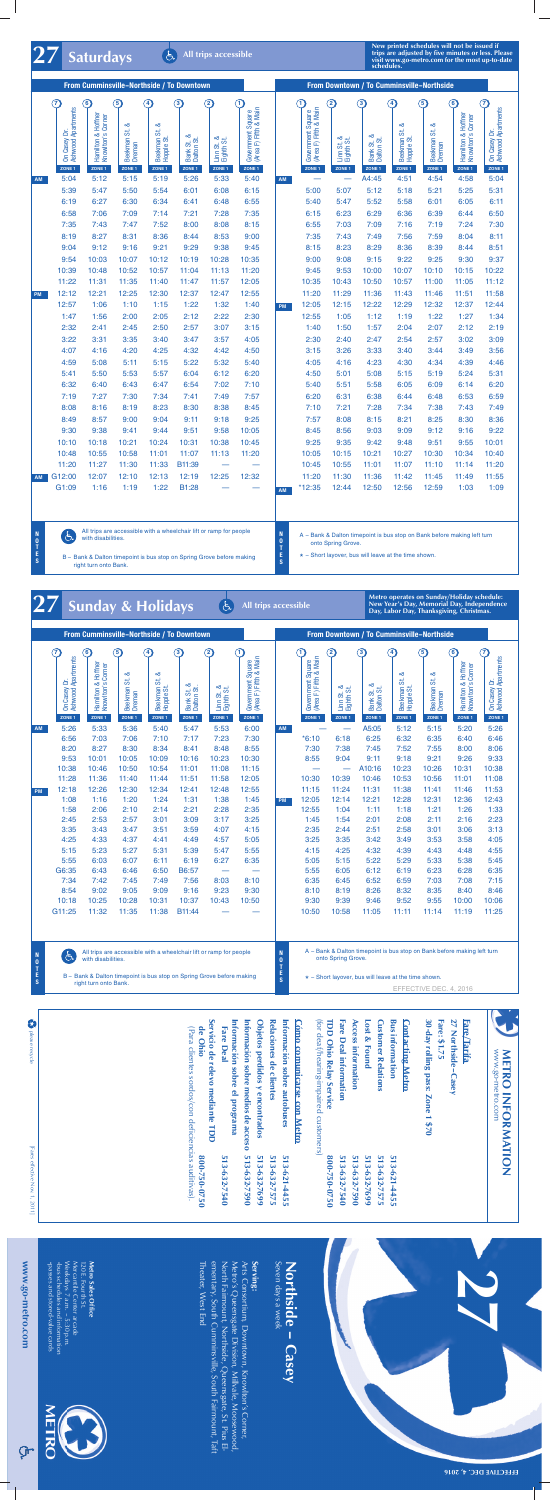# 27 Saturdays

All trips accessible

New printed schedules will not be issued if trips are adjusted by five minutes or less. Please visit www.go-metro.com for the most up-to-date schedules.

## From Cumminsville–Northside / To Downtown

| | ⑦ On Casey Dr. Ashwood Apartments | ⑥ Hamilton & Hoffner Knowlton's Corner | ⑤ Beekman St. & Dreman | ④ Beekman St. & Hopple St. | ③ Bank St. & Dalton St. | ② Linn St. & Eighth St. | ① Government Square (Area F) Fifth & Main |
|---|---|---|---|---|---|---|---|
| | ZONE 1 | ZONE 1 | ZONE 1 | ZONE 1 | ZONE 1 | ZONE 1 | ZONE 1 |
| AM | 5:04 | 5:12 | 5:15 | 5:19 | 5:26 | 5:33 | 5:40 |
| | 5:39 | 5:47 | 5:50 | 5:54 | 6:01 | 6:08 | 6:15 |
| | 6:19 | 6:27 | 6:30 | 6:34 | 6:41 | 6:48 | 6:55 |
| | 6:58 | 7:06 | 7:09 | 7:14 | 7:21 | 7:28 | 7:35 |
| | 7:35 | 7:43 | 7:47 | 7:52 | 8:00 | 8:08 | 8:15 |
| | 8:19 | 8:27 | 8:31 | 8:36 | 8:44 | 8:53 | 9:00 |
| | 9:04 | 9:12 | 9:16 | 9:21 | 9:29 | 9:38 | 9:45 |
| | 9:54 | 10:03 | 10:07 | 10:12 | 10:19 | 10:28 | 10:35 |
| | 10:39 | 10:48 | 10:52 | 10:57 | 11:04 | 11:13 | 11:20 |
| | 11:22 | 11:31 | 11:35 | 11:40 | 11:47 | 11:57 | 12:05 |
| PM | 12:12 | 12:21 | 12:25 | 12:30 | 12:37 | 12:47 | 12:55 |
| | 12:57 | 1:06 | 1:10 | 1:15 | 1:22 | 1:32 | 1:40 |
| | 1:47 | 1:56 | 2:00 | 2:05 | 2:12 | 2:22 | 2:30 |
| | 2:32 | 2:41 | 2:45 | 2:50 | 2:57 | 3:07 | 3:15 |
| | 3:22 | 3:31 | 3:35 | 3:40 | 3:47 | 3:57 | 4:05 |
| | 4:07 | 4:16 | 4:20 | 4:25 | 4:32 | 4:42 | 4:50 |
| | 4:59 | 5:08 | 5:11 | 5:15 | 5:22 | 5:32 | 5:40 |
| | 5:41 | 5:50 | 5:53 | 5:57 | 6:04 | 6:12 | 6:20 |
| | 6:32 | 6:40 | 6:43 | 6:47 | 6:54 | 7:02 | 7:10 |
| | 7:19 | 7:27 | 7:30 | 7:34 | 7:41 | 7:49 | 7:57 |
| | 8:08 | 8:16 | 8:19 | 8:23 | 8:30 | 8:38 | 8:45 |
| | 8:49 | 8:57 | 9:00 | 9:04 | 9:11 | 9:18 | 9:25 |
| | 9:30 | 9:38 | 9:41 | 9:44 | 9:51 | 9:58 | 10:05 |
| | 10:10 | 10:18 | 10:21 | 10:24 | 10:31 | 10:38 | 10:45 |
| | 10:48 | 10:55 | 10:58 | 11:01 | 11:07 | 11:13 | 11:20 |
| | 11:20 | 11:27 | 11:30 | 11:33 | B11:39 | — | — |
| AM | G12:00 | 12:07 | 12:10 | 12:13 | 12:19 | 12:25 | 12:32 |
| | G1:09 | 1:16 | 1:19 | 1:22 | B1:28 | — | — |

**NOTES**

All trips are accessible with a wheelchair lift or ramp for people with disabilities.

B – Bank & Dalton timepoint is bus stop on Spring Grove before making right turn onto Bank.

## From Downtown / To Cumminsville–Northside

| | ① Government Square (Area F) Fifth & Main | ② Linn St. & Eighth St. | ③ Bank St. & Dalton St. | ④ Beekman St. & Hopple St. | ⑤ Beekman St. & Dreman | ⑥ Hamilton & Hoffner Knowlton's Corner | ⑦ On Casey Dr. Ashwood Apartments |
|---|---|---|---|---|---|---|---|
| | ZONE 1 | ZONE 1 | ZONE 1 | ZONE 1 | ZONE 1 | ZONE 1 | ZONE 1 |
| AM | — | — | A4:45 | 4:51 | 4:54 | 4:58 | 5:04 |
| | 5:00 | 5:07 | 5:12 | 5:18 | 5:21 | 5:25 | 5:31 |
| | 5:40 | 5:47 | 5:52 | 5:58 | 6:01 | 6:05 | 6:11 |
| | 6:15 | 6:23 | 6:29 | 6:36 | 6:39 | 6:44 | 6:50 |
| | 6:55 | 7:03 | 7:09 | 7:16 | 7:19 | 7:24 | 7:30 |
| | 7:35 | 7:43 | 7:49 | 7:56 | 7:59 | 8:04 | 8:11 |
| | 8:15 | 8:23 | 8:29 | 8:36 | 8:39 | 8:44 | 8:51 |
| | 9:00 | 9:08 | 9:15 | 9:22 | 9:25 | 9:30 | 9:37 |
| | 9:45 | 9:53 | 10:00 | 10:07 | 10:10 | 10:15 | 10:22 |
| | 10:35 | 10:43 | 10:50 | 10:57 | 11:00 | 11:05 | 11:12 |
| | 11:20 | 11:29 | 11:36 | 11:43 | 11:46 | 11:51 | 11:58 |
| PM | 12:05 | 12:15 | 12:22 | 12:29 | 12:32 | 12:37 | 12:44 |
| | 12:55 | 1:05 | 1:12 | 1:19 | 1:22 | 1:27 | 1:34 |
| | 1:40 | 1:50 | 1:57 | 2:04 | 2:07 | 2:12 | 2:19 |
| | 2:30 | 2:40 | 2:47 | 2:54 | 2:57 | 3:02 | 3:09 |
| | 3:15 | 3:26 | 3:33 | 3:40 | 3:44 | 3:49 | 3:56 |
| | 4:05 | 4:16 | 4:23 | 4:30 | 4:34 | 4:39 | 4:46 |
| | 4:50 | 5:01 | 5:08 | 5:15 | 5:19 | 5:24 | 5:31 |
| | 5:40 | 5:51 | 5:58 | 6:05 | 6:09 | 6:14 | 6:20 |
| | 6:20 | 6:31 | 6:38 | 6:44 | 6:48 | 6:53 | 6:59 |
| | 7:10 | 7:21 | 7:28 | 7:34 | 7:38 | 7:43 | 7:49 |
| | 7:57 | 8:08 | 8:15 | 8:21 | 8:25 | 8:30 | 8:36 |
| | 8:45 | 8:56 | 9:03 | 9:09 | 9:12 | 9:16 | 9:22 |
| | 9:25 | 9:35 | 9:42 | 9:48 | 9:51 | 9:55 | 10:01 |
| | 10:05 | 10:15 | 10:21 | 10:27 | 10:30 | 10:34 | 10:40 |
| | 10:45 | 10:55 | 11:01 | 11:07 | 11:10 | 11:14 | 11:20 |
| | 11:20 | 11:30 | 11:36 | 11:42 | 11:45 | 11:49 | 11:55 |
| AM | *12:35 | 12:44 | 12:50 | 12:56 | 12:59 | 1:03 | 1:09 |

**NOTES**

A – Bank & Dalton timepoint is bus stop on Bank before making left turn onto Spring Grove.

* – Short layover, bus will leave at the time shown.

# 27 Sunday & Holidays

All trips accessible

Metro operates on Sunday/Holiday schedule: New Year's Day, Memorial Day, Independence Day, Labor Day, Thanksgiving, Christmas.

## From Cumminsville–Northside / To Downtown

| | ⑦ On Casey Dr. Ashwood Apartments | ⑥ Hamilton & Hoffner Knowlton's Corner | ⑤ Beekman St. & Dreman | ④ Beekman St. & Hopple St. | ③ Bank St. & Dalton St. | ② Linn St. & Eighth St. | ① Government Square (Area F) Fifth & Main |
|---|---|---|---|---|---|---|---|
| | ZONE 1 | ZONE 1 | ZONE 1 | ZONE 1 | ZONE 1 | ZONE 1 | ZONE 1 |
| AM | 5:26 | 5:33 | 5:36 | 5:40 | 5:47 | 5:53 | 6:00 |
| | 6:56 | 7:03 | 7:06 | 7:10 | 7:17 | 7:23 | 7:30 |
| | 8:20 | 8:27 | 8:30 | 8:34 | 8:41 | 8:48 | 8:55 |
| | 9:53 | 10:01 | 10:05 | 10:09 | 10:16 | 10:23 | 10:30 |
| | 10:38 | 10:46 | 10:50 | 10:54 | 11:01 | 11:08 | 11:15 |
| | 11:28 | 11:36 | 11:40 | 11:44 | 11:51 | 11:58 | 12:05 |
| PM | 12:18 | 12:26 | 12:30 | 12:34 | 12:41 | 12:48 | 12:55 |
| | 1:08 | 1:16 | 1:20 | 1:24 | 1:31 | 1:38 | 1:45 |
| | 1:58 | 2:06 | 2:10 | 2:14 | 2:21 | 2:28 | 2:35 |
| | 2:45 | 2:53 | 2:57 | 3:01 | 3:09 | 3:17 | 3:25 |
| | 3:35 | 3:43 | 3:47 | 3:51 | 3:59 | 4:07 | 4:15 |
| | 4:25 | 4:33 | 4:37 | 4:41 | 4:49 | 4:57 | 5:05 |
| | 5:15 | 5:23 | 5:27 | 5:31 | 5:39 | 5:47 | 5:55 |
| | 5:55 | 6:03 | 6:07 | 6:11 | 6:19 | 6:27 | 6:35 |
| | G6:35 | 6:43 | 6:46 | 6:50 | B6:57 | — | — |
| | 7:34 | 7:42 | 7:45 | 7:49 | 7:56 | 8:03 | 8:10 |
| | 8:54 | 9:02 | 9:05 | 9:09 | 9:16 | 9:23 | 9:30 |
| | 10:18 | 10:25 | 10:28 | 10:31 | 10:37 | 10:43 | 10:50 |
| | G11:25 | 11:32 | 11:35 | 11:38 | B11:44 | — | — |

**NOTES**

All trips are accessible with a wheelchair lift or ramp for people with disabilities.

B – Bank & Dalton timepoint is bus stop on Spring Grove before making right turn onto Bank.

## From Downtown / To Cumminsville–Northside

| | ① Government Square (Area F) Fifth & Main | ② Linn St. & Eighth St. | ③ Bank St. & Dalton St. | ④ Beekman St. & Hopple St. | ⑤ Beekman St. & Dreman | ⑥ Hamilton & Hoffner Knowlton's Corner | ⑦ On Casey Dr. Ashwood Apartments |
|---|---|---|---|---|---|---|---|
| | ZONE 1 | ZONE 1 | ZONE 1 | ZONE 1 | ZONE 1 | ZONE 1 | ZONE 1 |
| AM | — | — | A5:05 | 5:12 | 5:15 | 5:20 | 5:26 |
| | *6:10 | 6:18 | 6:25 | 6:32 | 6:35 | 6:40 | 6:46 |
| | 7:30 | 7:38 | 7:45 | 7:52 | 7:55 | 8:00 | 8:06 |
| | 8:55 | 9:04 | 9:11 | 9:18 | 9:21 | 9:26 | 9:33 |
| | — | — | A10:16 | 10:23 | 10:26 | 10:31 | 10:38 |
| | 10:30 | 10:39 | 10:46 | 10:53 | 10:56 | 11:01 | 11:08 |
| | 11:15 | 11:24 | 11:31 | 11:38 | 11:41 | 11:46 | 11:53 |
| PM | 12:05 | 12:14 | 12:21 | 12:28 | 12:31 | 12:36 | 12:43 |
| | 12:55 | 1:04 | 1:11 | 1:18 | 1:21 | 1:26 | 1:33 |
| | 1:45 | 1:54 | 2:01 | 2:08 | 2:11 | 2:16 | 2:23 |
| | 2:35 | 2:44 | 2:51 | 2:58 | 3:01 | 3:06 | 3:13 |
| | 3:25 | 3:35 | 3:42 | 3:49 | 3:53 | 3:58 | 4:05 |
| | 4:15 | 4:25 | 4:32 | 4:39 | 4:43 | 4:48 | 4:55 |
| | 5:05 | 5:15 | 5:22 | 5:29 | 5:33 | 5:38 | 5:45 |
| | 5:55 | 6:05 | 6:12 | 6:19 | 6:23 | 6:28 | 6:35 |
| | 6:35 | 6:45 | 6:52 | 6:59 | 7:03 | 7:08 | 7:15 |
| | 8:10 | 8:19 | 8:26 | 8:32 | 8:35 | 8:40 | 8:46 |
| | 9:30 | 9:39 | 9:46 | 9:52 | 9:55 | 10:00 | 10:06 |
| | 10:50 | 10:58 | 11:05 | 11:11 | 11:14 | 11:19 | 11:25 |

**NOTES**

A – Bank & Dalton timepoint is bus stop on Bank before making left turn onto Spring Grove.

* – Short layover, bus will leave at the time shown.

EFFECTIVE DEC. 4, 2016

# METRO INFORMATION

www.go-metro.com

**Fare/Tarifa**

27 Northside–Casey

Fare: $1.75

30-day rolling pass: Zone 1 $70

**Contacting Metro**

| | |
|---|---|
| Bus information | 513-621-4455 |
| Customer Relations | 513-632-7575 |
| Lost & Found | 513-632-7699 |
| Access information | 513-632-7590 |
| Fare Deal information | 513-632-7590 |
| TDD Ohio Relay Service (for deaf/hearing-impaired customers) | 800-750-0750 |

**Cómo comunicarse con Metro**

| | |
|---|---|
| Información sobre autobuses | 513-621-4455 |
| Relaciones de clientes | 513-632-7575 |
| Objetos perdidos y encontrados | 513-632-7699 |
| Información sobre medios de acceso | 513-632-7590 |
| Información sobre el programa Fare Deal | 513-632-7590 |
| Servicio de relevo mediante TDD de Ohio (Para clientes sordos/con deficiencias auditivas) | 800-750-0750 |

Fares effective Jan. 1, 2011

# 27 Northside – Casey

Seven days a week

**Serving:**
Arts Consortium, Downtown, Knowlton's Corner, Metro's Queensgate Division, Millcreek, Mosteller Avenue, Northside, Queensgate, Over-the-Rhine, Cumminsville, South Cumminsville, South Fairmount, Taft Theater, West End

**Metro Sales Office**
120 E. Fourth St.
Mon.-Fri. 7:30 a.m. – 5:30 p.m.
Metro cards, info, schedules and information riders and closed on holidays

www.go-metro.com

METRO

EFFECTIVE DEC. 4, 2016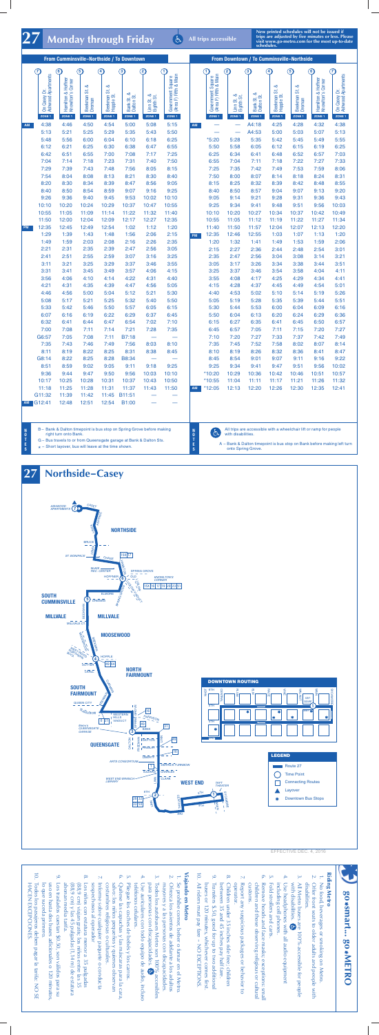# 27 Monday through Friday

All trips accessible

New printed schedules will not be issued if trips are adjusted by five minutes or less. Please visit www.go-metro.com for the most up-to-date schedules.

## From Cumminsville–Northside / To Downtown

| | 7 On Casey Dr. Ashwood Apartments | 6 Hamilton & Hoffner Knowlton's Corner | 5 Beekman St. & Dreman | 4 Beekman St. & Hopple St. | 3 Bank St. & Dalton St. | 2 Linn St. & Eighth St. | 1 Government Square (Area F) Fifth & Main |
|---|---|---|---|---|---|---|---|
| | ZONE 1 | ZONE 1 | ZONE 1 | ZONE 1 | ZONE 1 | ZONE 1 | ZONE 1 |
| AM | 4:38 | 4:46 | 4:50 | 4:54 | 5:00 | 5:08 | 5:15 |
| | 5:13 | 5:21 | 5:25 | 5:29 | 5:35 | 5:43 | 5:50 |
| | 5:48 | 5:56 | 6:00 | 6:04 | 6:10 | 6:18 | 6:25 |
| | 6:12 | 6:21 | 6:25 | 6:30 | 6:38 | 6:47 | 6:55 |
| | 6:42 | 6:51 | 6:55 | 7:00 | 7:08 | 7:17 | 7:25 |
| | 7:04 | 7:14 | 7:18 | 7:23 | 7:31 | 7:40 | 7:50 |
| | 7:29 | 7:39 | 7:43 | 7:48 | 7:56 | 8:05 | 8:15 |
| | 7:54 | 8:04 | 8:08 | 8:13 | 8:21 | 8:30 | 8:40 |
| | 8:20 | 8:30 | 8:34 | 8:39 | 8:47 | 8:56 | 9:05 |
| | 8:40 | 8:50 | 8:54 | 8:59 | 9:07 | 9:16 | 9:25 |
| | 9:26 | 9:36 | 9:40 | 9:45 | 9:53 | 10:02 | 10:10 |
| | 10:10 | 10:20 | 10:24 | 10:29 | 10:37 | 10:47 | 10:55 |
| | 10:55 | 11:05 | 11:09 | 11:14 | 11:22 | 11:32 | 11:40 |
| | 11:50 | 12:00 | 12:04 | 12:09 | 12:17 | 12:27 | 12:35 |
| PM | 12:35 | 12:45 | 12:49 | 12:54 | 1:02 | 1:12 | 1:20 |
| | 1:29 | 1:39 | 1:43 | 1:48 | 1:56 | 2:06 | 2:15 |
| | 1:49 | 1:59 | 2:03 | 2:08 | 2:16 | 2:26 | 2:35 |
| | 2:21 | 2:31 | 2:35 | 2:39 | 2:47 | 2:56 | 3:05 |
| | 2:41 | 2:51 | 2:55 | 2:59 | 3:07 | 3:16 | 3:25 |
| | 3:11 | 3:21 | 3:25 | 3:29 | 3:37 | 3:46 | 3:55 |
| | 3:31 | 3:41 | 3:45 | 3:49 | 3:57 | 4:06 | 4:15 |
| | 3:56 | 4:06 | 4:10 | 4:14 | 4:22 | 4:31 | 4:40 |
| | 4:21 | 4:31 | 4:35 | 4:39 | 4:47 | 4:56 | 5:05 |
| | 4:46 | 4:56 | 5:00 | 5:04 | 5:12 | 5:21 | 5:30 |
| | 5:08 | 5:17 | 5:21 | 5:25 | 5:32 | 5:40 | 5:50 |
| | 5:33 | 5:42 | 5:46 | 5:50 | 5:57 | 6:05 | 6:15 |
| | 6:07 | 6:16 | 6:19 | 6:22 | 6:29 | 6:37 | 6:45 |
| | 6:32 | 6:41 | 6:44 | 6:47 | 6:54 | 7:02 | 7:10 |
| | 7:00 | 7:08 | 7:11 | 7:14 | 7:21 | 7:28 | 7:35 |
| | G6:57 | 7:05 | 7:08 | 7:11 | B7:18 | — | — |
| | 7:35 | 7:43 | 7:46 | 7:49 | 7:56 | 8:03 | 8:10 |
| | 8:11 | 8:19 | 8:22 | 8:25 | 8:31 | 8:38 | 8:45 |
| | G8:14 | 8:22 | 8:25 | 8:28 | B8:34 | — | — |
| | 8:51 | 8:59 | 9:02 | 9:05 | 9:11 | 9:18 | 9:25 |
| | 9:36 | 9:44 | 9:47 | 9:50 | 9:56 | 10:03 | 10:10 |
| | 10:17 | 10:25 | 10:28 | 10:31 | 10:37 | 10:43 | 10:50 |
| | 11:18 | 11:25 | 11:28 | 11:31 | 11:37 | 11:43 | 11:50 |
| | G11:32 | 11:39 | 11:42 | 11:45 | B11:51 | — | — |
| AM | G12:41 | 12:48 | 12:51 | 12:54 | B1:00 | — | — |

NOTES
B – Bank & Dalton timepoint is bus stop on Spring Grove before making right turn onto Bank.
G – Bus travels to or from Queensgate garage at Bank & Dalton Sts.
* – Short layover, bus will leave at the time shown.

## From Downtown / To Cumminsville–Northside

| | 1 Government Square (Area F) Fifth & Main | 2 Linn St. & Eighth St. | 3 Bank St. & Dalton St. | 4 Beekman St. & Hopple St. | 5 Beekman St. & Dreman | 6 Hamilton & Hoffner Knowlton's Corner | 7 On Casey Dr. Ashwood Apartments |
|---|---|---|---|---|---|---|---|
| | ZONE 1 | ZONE 1 | ZONE 1 | ZONE 1 | ZONE 1 | ZONE 1 | ZONE 1 |
| AM | — | — | A4:18 | 4:25 | 4:28 | 4:32 | 4:38 |
| | — | — | A4:53 | 5:00 | 5:03 | 5:07 | 5:13 |
| | *5:20 | 5:28 | 5:35 | 5:42 | 5:45 | 5:49 | 5:55 |
| | 5:50 | 5:58 | 6:05 | 6:12 | 6:15 | 6:19 | 6:25 |
| | 6:25 | 6:34 | 6:41 | 6:48 | 6:52 | 6:57 | 7:03 |
| | 6:55 | 7:04 | 7:11 | 7:18 | 7:22 | 7:27 | 7:33 |
| | 7:25 | 7:35 | 7:42 | 7:49 | 7:53 | 7:59 | 8:06 |
| | 7:50 | 8:00 | 8:07 | 8:14 | 8:18 | 8:24 | 8:31 |
| | 8:15 | 8:25 | 8:32 | 8:39 | 8:42 | 8:48 | 8:55 |
| | 8:40 | 8:50 | 8:57 | 9:04 | 9:07 | 9:13 | 9:20 |
| | 9:05 | 9:14 | 9:21 | 9:28 | 9:31 | 9:36 | 9:43 |
| | 9:25 | 9:34 | 9:41 | 9:48 | 9:51 | 9:56 | 10:03 |
| | 10:10 | 10:20 | 10:27 | 10:34 | 10:37 | 10:42 | 10:49 |
| | 10:55 | 11:05 | 11:12 | 11:19 | 11:22 | 11:27 | 11:34 |
| | 11:40 | 11:50 | 11:57 | 12:04 | 12:07 | 12:13 | 12:20 |
| PM | 12:35 | 12:46 | 12:55 | 1:03 | 1:07 | 1:13 | 1:20 |
| | 1:20 | 1:32 | 1:41 | 1:49 | 1:53 | 1:59 | 2:06 |
| | 2:15 | 2:27 | 2:36 | 2:44 | 2:48 | 2:54 | 3:01 |
| | 2:35 | 2:47 | 2:56 | 3:04 | 3:08 | 3:14 | 3:21 |
| | 3:05 | 3:17 | 3:26 | 3:34 | 3:38 | 3:44 | 3:51 |
| | 3:25 | 3:37 | 3:46 | 3:54 | 3:58 | 4:04 | 4:11 |
| | 3:55 | 4:08 | 4:17 | 4:25 | 4:29 | 4:34 | 4:41 |
| | 4:15 | 4:28 | 4:37 | 4:45 | 4:49 | 4:54 | 5:01 |
| | 4:40 | 4:53 | 5:02 | 5:10 | 5:14 | 5:19 | 5:26 |
| | 5:05 | 5:19 | 5:28 | 5:35 | 5:39 | 5:44 | 5:51 |
| | 5:30 | 5:44 | 5:53 | 6:00 | 6:04 | 6:09 | 6:16 |
| | 5:50 | 6:04 | 6:13 | 6:20 | 6:24 | 6:29 | 6:36 |
| | 6:15 | 6:27 | 6:35 | 6:41 | 6:45 | 6:50 | 6:57 |
| | 6:45 | 6:57 | 7:05 | 7:11 | 7:15 | 7:20 | 7:27 |
| | 7:10 | 7:20 | 7:27 | 7:33 | 7:37 | 7:42 | 7:49 |
| | 7:35 | 7:45 | 7:52 | 7:58 | 8:02 | 8:07 | 8:14 |
| | 8:10 | 8:19 | 8:26 | 8:32 | 8:36 | 8:41 | 8:47 |
| | 8:45 | 8:54 | 9:01 | 9:07 | 9:11 | 9:16 | 9:22 |
| | 9:25 | 9:34 | 9:41 | 9:47 | 9:51 | 9:56 | 10:02 |
| | *10:20 | 10:29 | 10:36 | 10:42 | 10:46 | 10:51 | 10:57 |
| | *10:55 | 11:04 | 11:11 | 11:17 | 11:21 | 11:26 | 11:32 |
| AM | *12:05 | 12:13 | 12:20 | 12:26 | 12:30 | 12:35 | 12:41 |

NOTES
All trips are accessible with a wheelchair lift or ramp for people with disabilities.
A – Bank & Dalton timepoint is bus stop on Bank before making left turn onto Spring Grove.

# 27 Northside–Casey

ASHWOOD APARTMENTS, NORTHSIDE, SOUTH CUMMINSVILLE, MILLVALE, MOOSEWOOD, NORTH FAIRMOUNT, SOUTH FAIRMOUNT, QUEENSGATE, WEST END

DOWNTOWN ROUTING

LEGEND
Route 27
Time Point
Connecting Routes
Layover
Downtown Bus Stops

EFFECTIVE DEC. 4, 2016

## go•smart... go•METRO

### Riding Metro
1. No food, beverages or smoking on Metro.
2. Offer front seats to older adults and people with disabilities.
3. All Metro buses are 100% accessible for people with disabilities.
4. Use headphones with all audio equipment including cell phones.
5. Fold strollers and carts.
6. Remove hoods and face masks; exceptions: small children and those observing religious or cultural customs.
7. Report any suspicious packages or behavior to operator.
8. Children under 35 inches ride free; children between 35 and 45 inches ride half fare.
9. Transfers: $.50, good for up to two additional buses or 120 minutes, whichever comes first.
10. All riders must pay fare – NO EXCEPTIONS.

### Viajando en Metro
1. Se prohibe comer, beber o fumar en el Metro.
2. Ofrezca los asientos de adelante a los adultos mayores y a las personas con discapacidades.
3. Todos los autobuses Metro son 100% accesibles para personas con discapacidades.
4. Use audífonos con todo equipo de audio incluso teléfonos celulares.
5. Pliegue los coches de bebe y los carros.
6. Quítese las capuchas y las máscaras para la cara, con las excepciones de los niños pequeños y los que observen costumbres religiosas o culturales.
7. Informe sobre cualquier paquete o conducta sospechosa al operador.
8. Los niños con una estatura de menos de 35 pulgadas (88.9 cm) viajan gratis; los niños entre las 35 (88.9 cm) y las 45 pulgadas (1.14 m) de estatura abonan media tarifa.
9. Los transbordos cuestan $0.50, son válidos para su uso en hasta dos autobuses adicionales o 120 minutos, lo que suceda primero.
10. Todos los pasajeros deben pagar la tarifa: NO SE HACEN EXCEPCIONES.